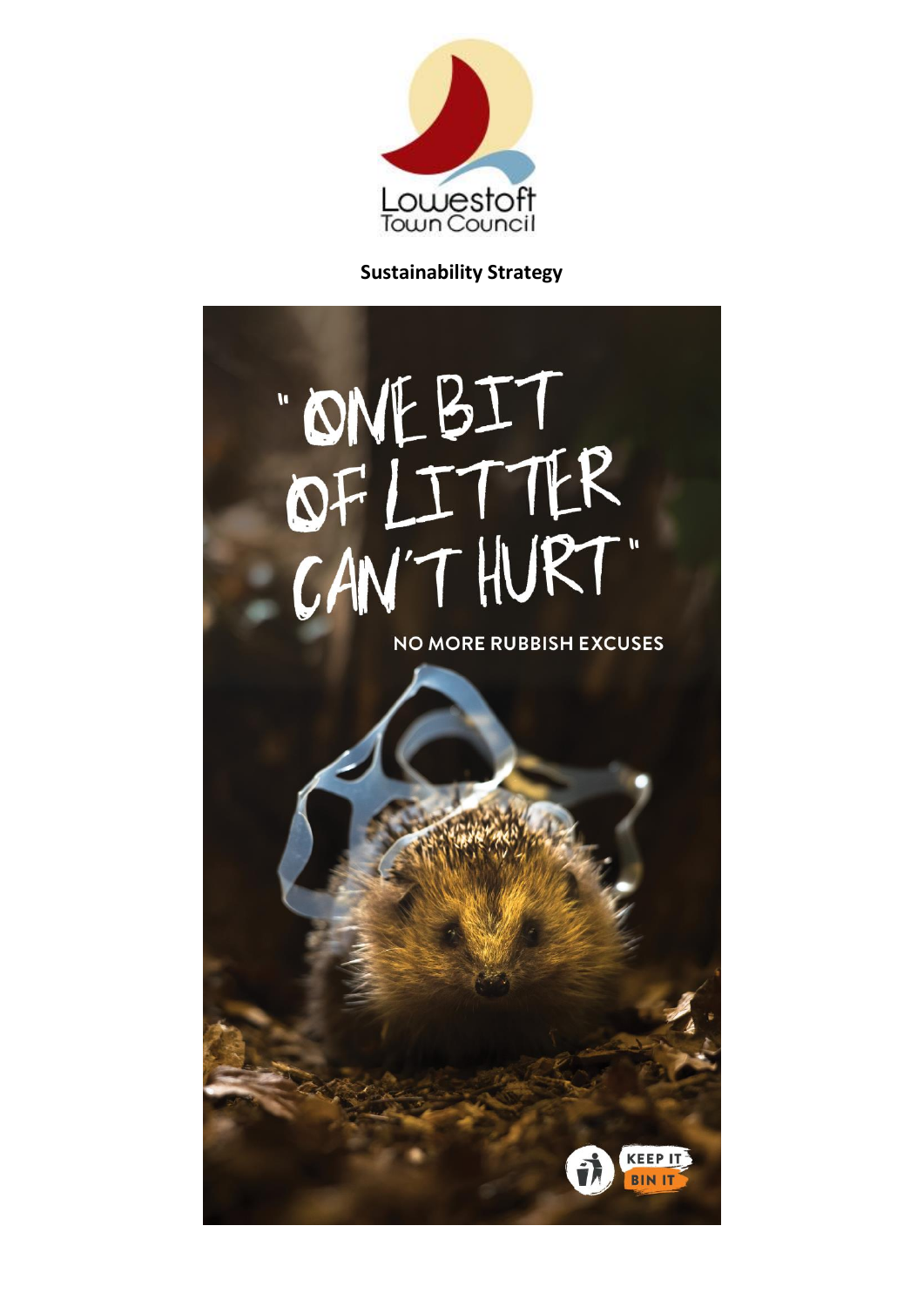Lowestoft Town Council

**Sustainability Strategy**

"ONE BIT OF LITTER CAN'T HURT"

NO MORE RUBBISH EXCUSES

KEEP IT BIN IT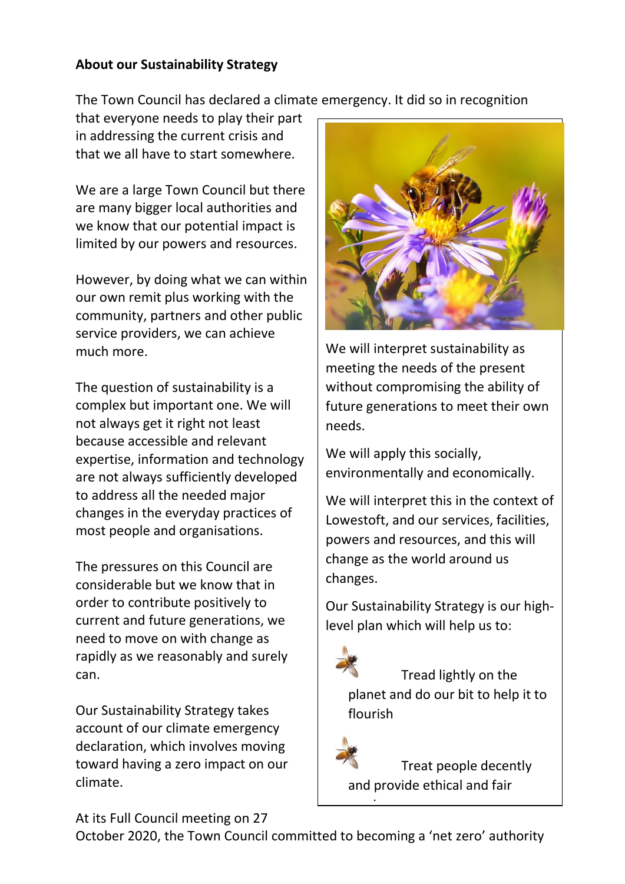**About our Sustainability Strategy**

The Town Council has declared a climate emergency. It did so in recognition that everyone needs to play their part in addressing the current crisis and that we all have to start somewhere.

We are a large Town Council but there are many bigger local authorities and we know that our potential impact is limited by our powers and resources.

However, by doing what we can within our own remit plus working with the community, partners and other public service providers, we can achieve much more.

The question of sustainability is a complex but important one. We will not always get it right not least because accessible and relevant expertise, information and technology are not always sufficiently developed to address all the needed major changes in the everyday practices of most people and organisations.

The pressures on this Council are considerable but we know that in order to contribute positively to current and future generations, we need to move on with change as rapidly as we reasonably and surely can.

Our Sustainability Strategy takes account of our climate emergency declaration, which involves moving toward having a zero impact on our climate.

We will interpret sustainability as meeting the needs of the present without compromising the ability of future generations to meet their own needs.

We will apply this socially, environmentally and economically.

We will interpret this in the context of Lowestoft, and our services, facilities, powers and resources, and this will change as the world around us changes.

Our Sustainability Strategy is our high-level plan which will help us to:

- Tread lightly on the planet and do our bit to help it to flourish
- Treat people decently and provide ethical and fair

At its Full Council meeting on 27 October 2020, the Town Council committed to becoming a 'net zero' authority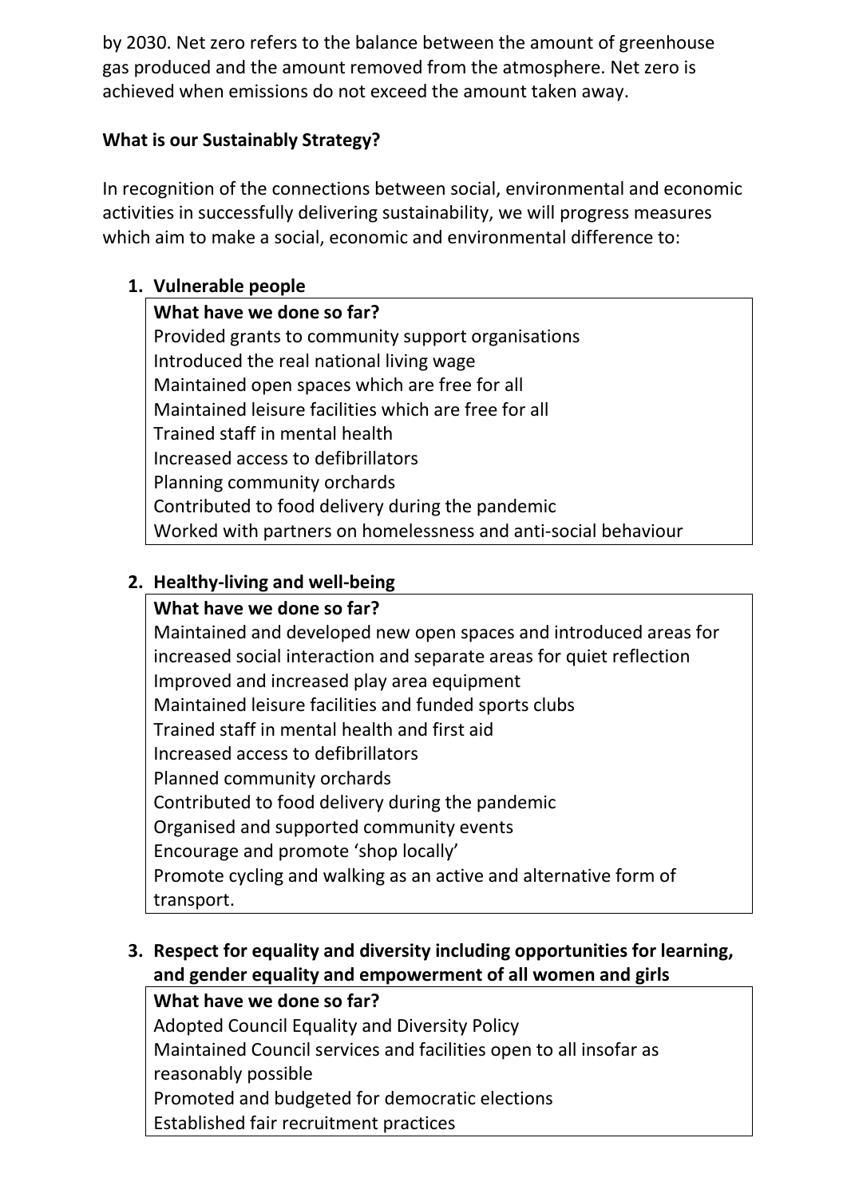by 2030. Net zero refers to the balance between the amount of greenhouse gas produced and the amount removed from the atmosphere. Net zero is achieved when emissions do not exceed the amount taken away.

**What is our Sustainably Strategy?**

In recognition of the connections between social, environmental and economic activities in successfully delivering sustainability, we will progress measures which aim to make a social, economic and environmental difference to:

1. **Vulnerable people**

| **What have we done so far?** |
|---|
| Provided grants to community support organisations |
| Introduced the real national living wage |
| Maintained open spaces which are free for all |
| Maintained leisure facilities which are free for all |
| Trained staff in mental health |
| Increased access to defibrillators |
| Planning community orchards |
| Contributed to food delivery during the pandemic |
| Worked with partners on homelessness and anti-social behaviour |

2. **Healthy-living and well-being**

| **What have we done so far?** |
|---|
| Maintained and developed new open spaces and introduced areas for increased social interaction and separate areas for quiet reflection |
| Improved and increased play area equipment |
| Maintained leisure facilities and funded sports clubs |
| Trained staff in mental health and first aid |
| Increased access to defibrillators |
| Planned community orchards |
| Contributed to food delivery during the pandemic |
| Organised and supported community events |
| Encourage and promote 'shop locally' |
| Promote cycling and walking as an active and alternative form of transport. |

3. **Respect for equality and diversity including opportunities for learning, and gender equality and empowerment of all women and girls**

| **What have we done so far?** |
|---|
| Adopted Council Equality and Diversity Policy |
| Maintained Council services and facilities open to all insofar as reasonably possible |
| Promoted and budgeted for democratic elections |
| Established fair recruitment practices |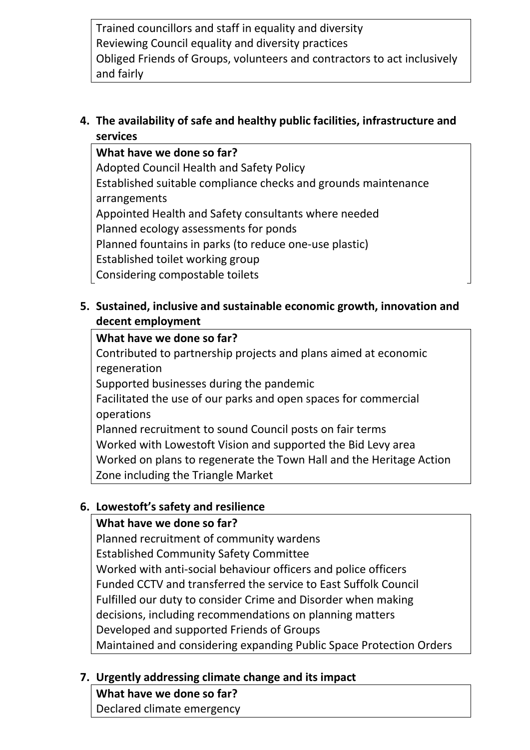Trained councillors and staff in equality and diversity
Reviewing Council equality and diversity practices
Obliged Friends of Groups, volunteers and contractors to act inclusively and fairly

**4. The availability of safe and healthy public facilities, infrastructure and services**

**What have we done so far?**
Adopted Council Health and Safety Policy
Established suitable compliance checks and grounds maintenance arrangements
Appointed Health and Safety consultants where needed
Planned ecology assessments for ponds
Planned fountains in parks (to reduce one-use plastic)
Established toilet working group
Considering compostable toilets

**5. Sustained, inclusive and sustainable economic growth, innovation and decent employment**

**What have we done so far?**
Contributed to partnership projects and plans aimed at economic regeneration
Supported businesses during the pandemic
Facilitated the use of our parks and open spaces for commercial operations
Planned recruitment to sound Council posts on fair terms
Worked with Lowestoft Vision and supported the Bid Levy area
Worked on plans to regenerate the Town Hall and the Heritage Action Zone including the Triangle Market

**6. Lowestoft's safety and resilience**

**What have we done so far?**
Planned recruitment of community wardens
Established Community Safety Committee
Worked with anti-social behaviour officers and police officers
Funded CCTV and transferred the service to East Suffolk Council
Fulfilled our duty to consider Crime and Disorder when making decisions, including recommendations on planning matters
Developed and supported Friends of Groups
Maintained and considering expanding Public Space Protection Orders

**7. Urgently addressing climate change and its impact**

**What have we done so far?**
Declared climate emergency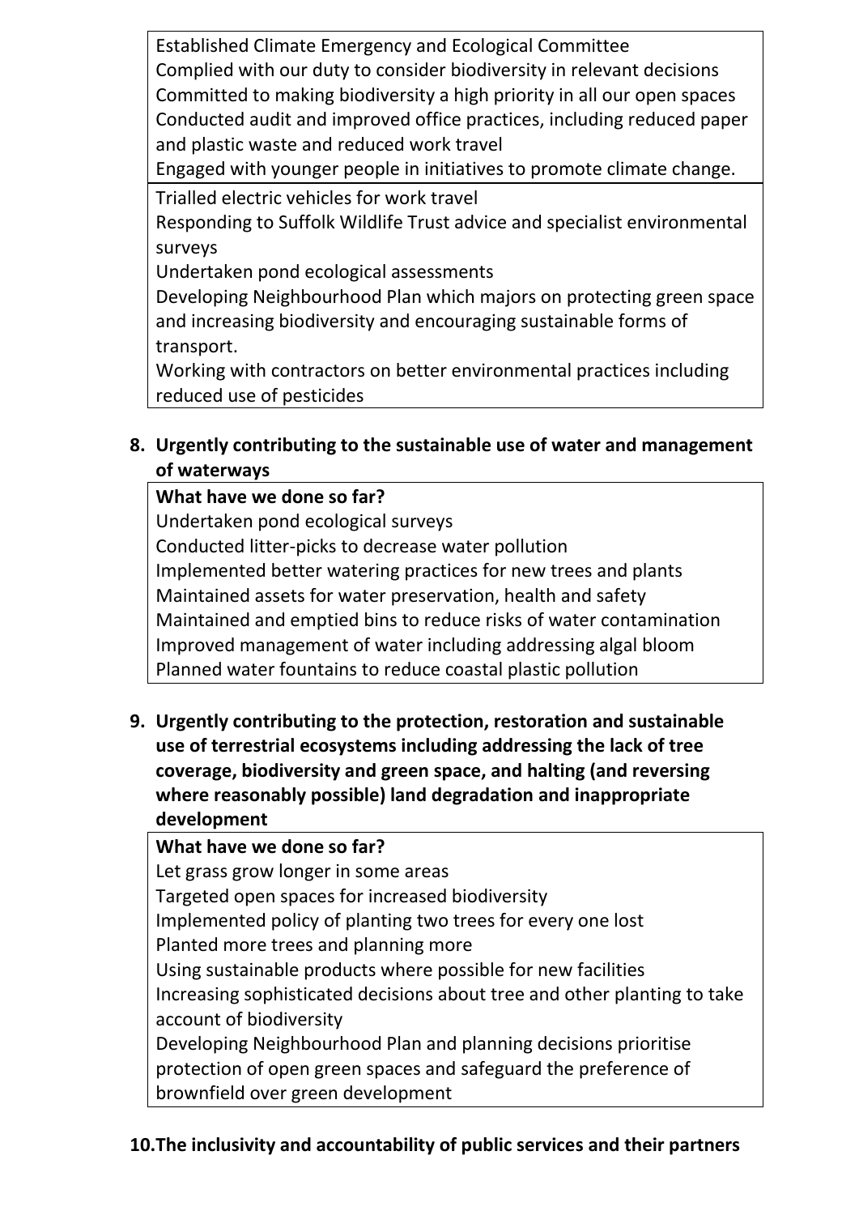Established Climate Emergency and Ecological Committee
Complied with our duty to consider biodiversity in relevant decisions
Committed to making biodiversity a high priority in all our open spaces
Conducted audit and improved office practices, including reduced paper and plastic waste and reduced work travel
Engaged with younger people in initiatives to promote climate change.
Trialled electric vehicles for work travel
Responding to Suffolk Wildlife Trust advice and specialist environmental surveys
Undertaken pond ecological assessments
Developing Neighbourhood Plan which majors on protecting green space and increasing biodiversity and encouraging sustainable forms of transport.
Working with contractors on better environmental practices including reduced use of pesticides

8. **Urgently contributing to the sustainable use of water and management of waterways**

**What have we done so far?**
Undertaken pond ecological surveys
Conducted litter-picks to decrease water pollution
Implemented better watering practices for new trees and plants
Maintained assets for water preservation, health and safety
Maintained and emptied bins to reduce risks of water contamination
Improved management of water including addressing algal bloom
Planned water fountains to reduce coastal plastic pollution

9. **Urgently contributing to the protection, restoration and sustainable use of terrestrial ecosystems including addressing the lack of tree coverage, biodiversity and green space, and halting (and reversing where reasonably possible) land degradation and inappropriate development**

**What have we done so far?**
Let grass grow longer in some areas
Targeted open spaces for increased biodiversity
Implemented policy of planting two trees for every one lost
Planted more trees and planning more
Using sustainable products where possible for new facilities
Increasing sophisticated decisions about tree and other planting to take account of biodiversity
Developing Neighbourhood Plan and planning decisions prioritise protection of open green spaces and safeguard the preference of brownfield over green development

10. **The inclusivity and accountability of public services and their partners**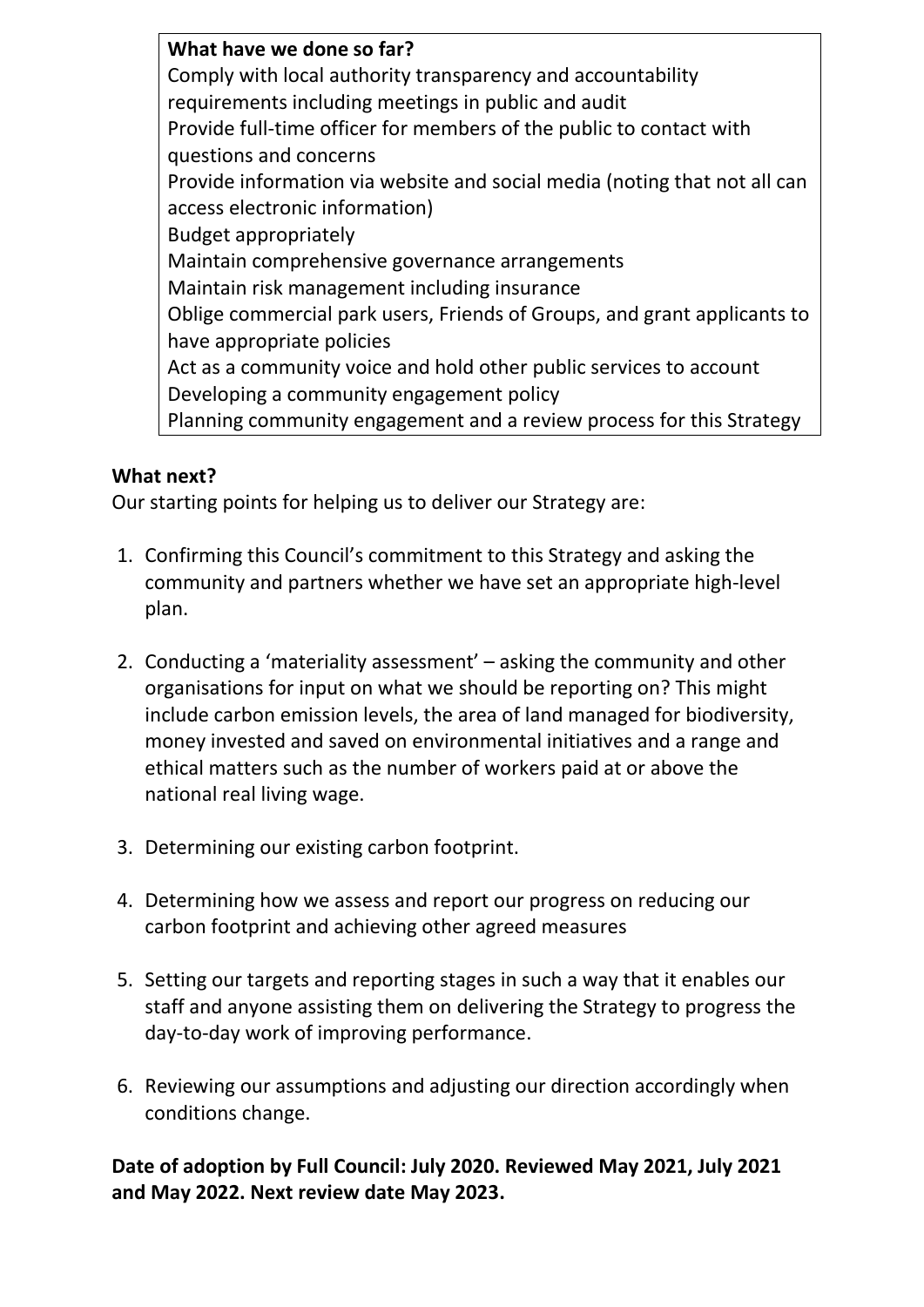**What have we done so far?**

Comply with local authority transparency and accountability requirements including meetings in public and audit
Provide full-time officer for members of the public to contact with questions and concerns
Provide information via website and social media (noting that not all can access electronic information)
Budget appropriately
Maintain comprehensive governance arrangements
Maintain risk management including insurance
Oblige commercial park users, Friends of Groups, and grant applicants to have appropriate policies
Act as a community voice and hold other public services to account
Developing a community engagement policy
Planning community engagement and a review process for this Strategy

**What next?**

Our starting points for helping us to deliver our Strategy are:

1. Confirming this Council's commitment to this Strategy and asking the community and partners whether we have set an appropriate high-level plan.

2. Conducting a 'materiality assessment' – asking the community and other organisations for input on what we should be reporting on? This might include carbon emission levels, the area of land managed for biodiversity, money invested and saved on environmental initiatives and a range and ethical matters such as the number of workers paid at or above the national real living wage.

3. Determining our existing carbon footprint.

4. Determining how we assess and report our progress on reducing our carbon footprint and achieving other agreed measures

5. Setting our targets and reporting stages in such a way that it enables our staff and anyone assisting them on delivering the Strategy to progress the day-to-day work of improving performance.

6. Reviewing our assumptions and adjusting our direction accordingly when conditions change.

**Date of adoption by Full Council: July 2020. Reviewed May 2021, July 2021 and May 2022. Next review date May 2023.**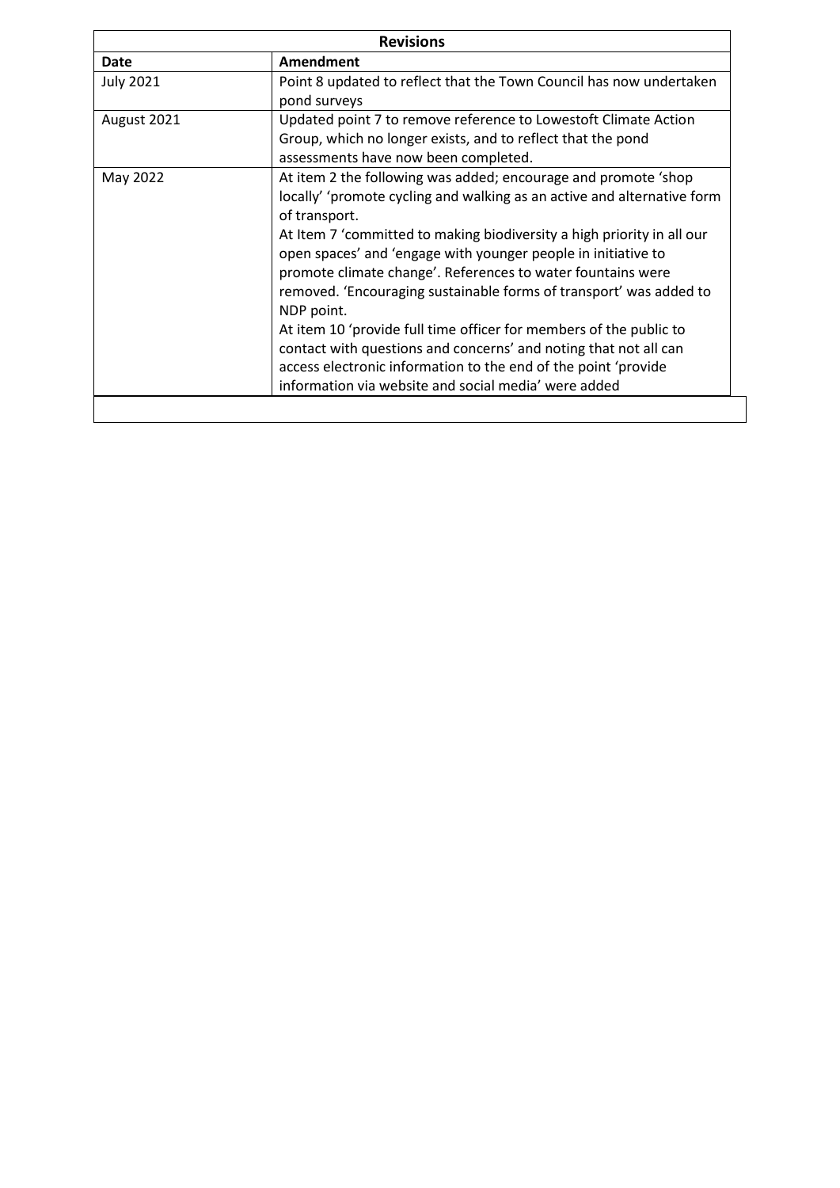| Revisions | |
|---|---|
| **Date** | **Amendment** |
| July 2021 | Point 8 updated to reflect that the Town Council has now undertaken pond surveys |
| August 2021 | Updated point 7 to remove reference to Lowestoft Climate Action Group, which no longer exists, and to reflect that the pond assessments have now been completed. |
| May 2022 | At item 2 the following was added; encourage and promote 'shop locally' 'promote cycling and walking as an active and alternative form of transport.<br>At Item 7 'committed to making biodiversity a high priority in all our open spaces' and 'engage with younger people in initiative to promote climate change'. References to water fountains were removed. 'Encouraging sustainable forms of transport' was added to NDP point.<br>At item 10 'provide full time officer for members of the public to contact with questions and concerns' and noting that not all can access electronic information to the end of the point 'provide information via website and social media' were added |
| | |